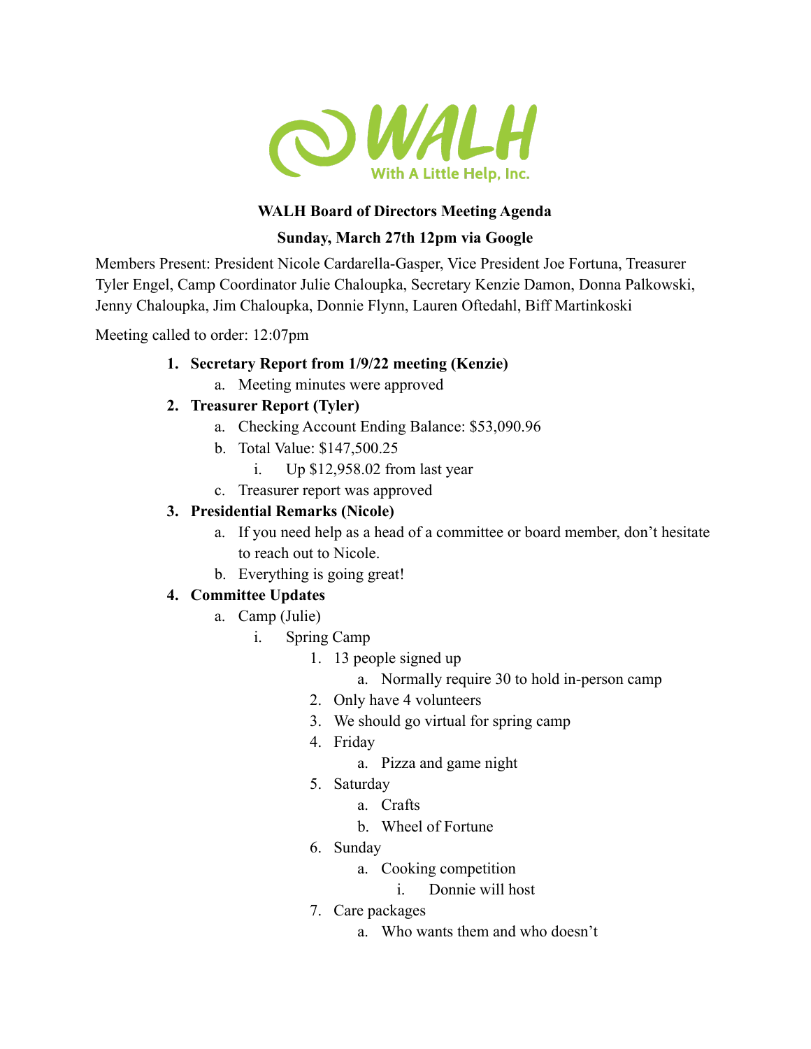**WALH Board of Directors Meeting Agenda**

**Sunday, March 27th 12pm via Google**

Members Present: President Nicole Cardarella-Gasper, Vice President Joe Fortuna, Treasurer Tyler Engel, Camp Coordinator Julie Chaloupka, Secretary Kenzie Damon, Donna Palkowski, Jenny Chaloupka, Jim Chaloupka, Donnie Flynn, Lauren Oftedahl, Biff Martinkoski

Meeting called to order: 12:07pm

1. **Secretary Report from 1/9/22 meeting (Kenzie)**
   a. Meeting minutes were approved
2. **Treasurer Report (Tyler)**
   a. Checking Account Ending Balance: $53,090.96
   b. Total Value: $147,500.25
      i. Up $12,958.02 from last year
   c. Treasurer report was approved
3. **Presidential Remarks (Nicole)**
   a. If you need help as a head of a committee or board member, don't hesitate to reach out to Nicole.
   b. Everything is going great!
4. **Committee Updates**
   a. Camp (Julie)
      i. Spring Camp
         1. 13 people signed up
            a. Normally require 30 to hold in-person camp
         2. Only have 4 volunteers
         3. We should go virtual for spring camp
         4. Friday
            a. Pizza and game night
         5. Saturday
            a. Crafts
            b. Wheel of Fortune
         6. Sunday
            a. Cooking competition
               i. Donnie will host
         7. Care packages
            a. Who wants them and who doesn't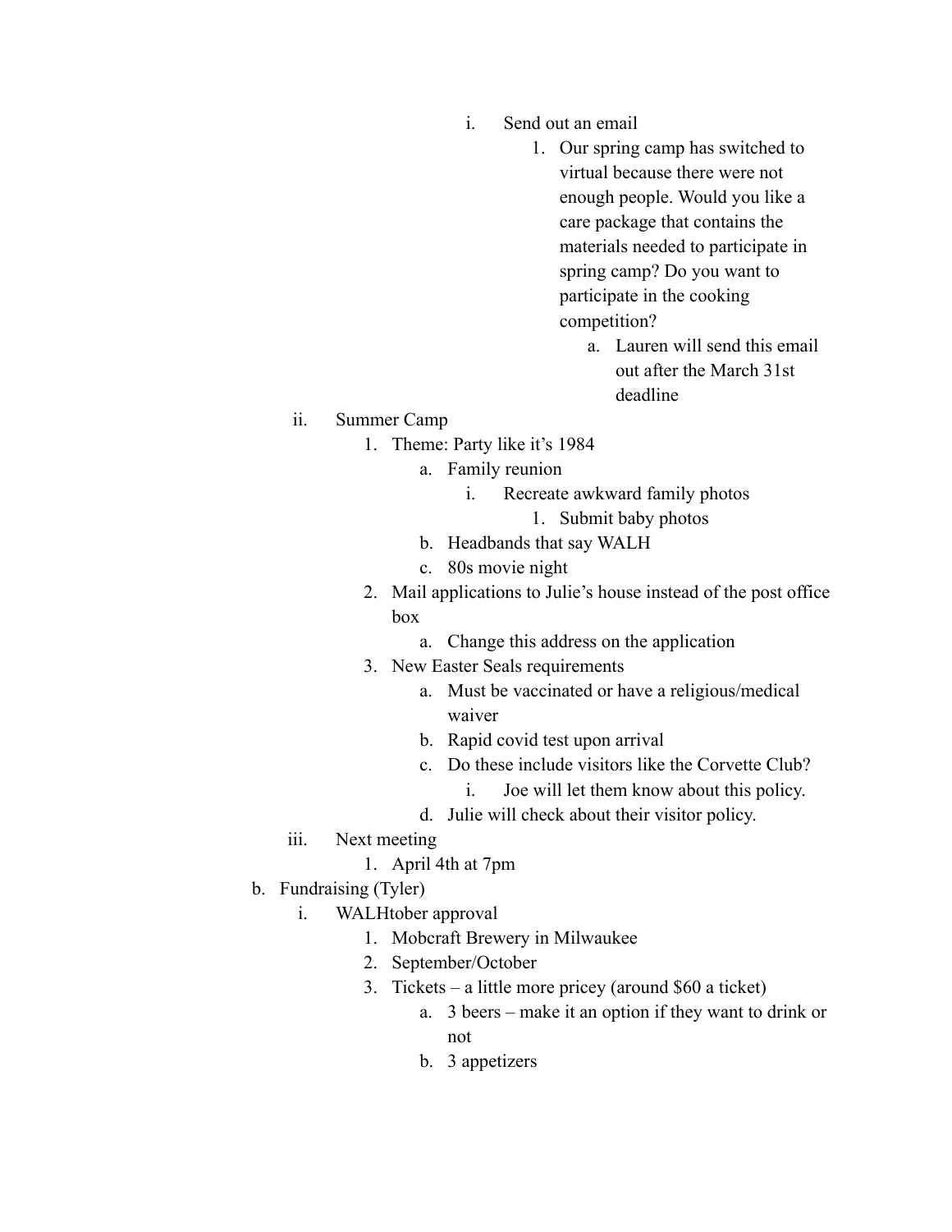- i. Send out an email
  1. Our spring camp has switched to virtual because there were not enough people. Would you like a care package that contains the materials needed to participate in spring camp? Do you want to participate in the cooking competition?
     a. Lauren will send this email out after the March 31st deadline
- ii. Summer Camp
  1. Theme: Party like it's 1984
     a. Family reunion
        i. Recreate awkward family photos
           1. Submit baby photos
     b. Headbands that say WALH
     c. 80s movie night
  2. Mail applications to Julie's house instead of the post office box
     a. Change this address on the application
  3. New Easter Seals requirements
     a. Must be vaccinated or have a religious/medical waiver
     b. Rapid covid test upon arrival
     c. Do these include visitors like the Corvette Club?
        i. Joe will let them know about this policy.
     d. Julie will check about their visitor policy.
- iii. Next meeting
  1. April 4th at 7pm

b. Fundraising (Tyler)
- i. WALHtober approval
  1. Mobcraft Brewery in Milwaukee
  2. September/October
  3. Tickets – a little more pricey (around $60 a ticket)
     a. 3 beers – make it an option if they want to drink or not
     b. 3 appetizers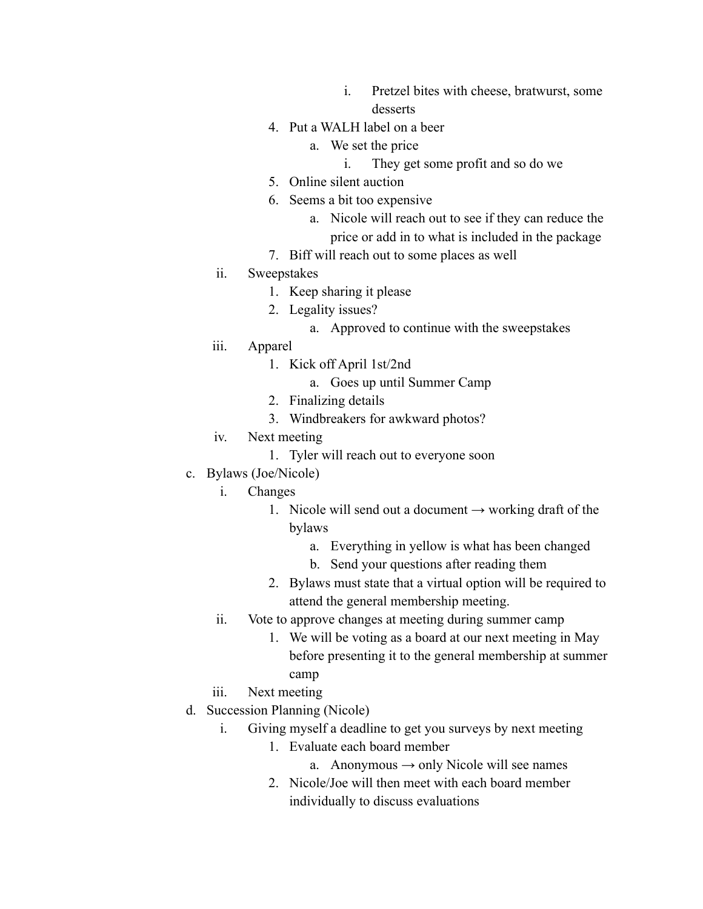i. Pretzel bites with cheese, bratwurst, some desserts
        4. Put a WALH label on a beer
            a. We set the price
                i. They get some profit and so do we
        5. Online silent auction
        6. Seems a bit too expensive
            a. Nicole will reach out to see if they can reduce the price or add in to what is included in the package
        7. Biff will reach out to some places as well
    ii. Sweepstakes
        1. Keep sharing it please
        2. Legality issues?
            a. Approved to continue with the sweepstakes
    iii. Apparel
        1. Kick off April 1st/2nd
            a. Goes up until Summer Camp
        2. Finalizing details
        3. Windbreakers for awkward photos?
    iv. Next meeting
        1. Tyler will reach out to everyone soon

c. Bylaws (Joe/Nicole)
    i. Changes
        1. Nicole will send out a document → working draft of the bylaws
            a. Everything in yellow is what has been changed
            b. Send your questions after reading them
        2. Bylaws must state that a virtual option will be required to attend the general membership meeting.
    ii. Vote to approve changes at meeting during summer camp
        1. We will be voting as a board at our next meeting in May before presenting it to the general membership at summer camp
    iii. Next meeting

d. Succession Planning (Nicole)
    i. Giving myself a deadline to get you surveys by next meeting
        1. Evaluate each board member
            a. Anonymous → only Nicole will see names
        2. Nicole/Joe will then meet with each board member individually to discuss evaluations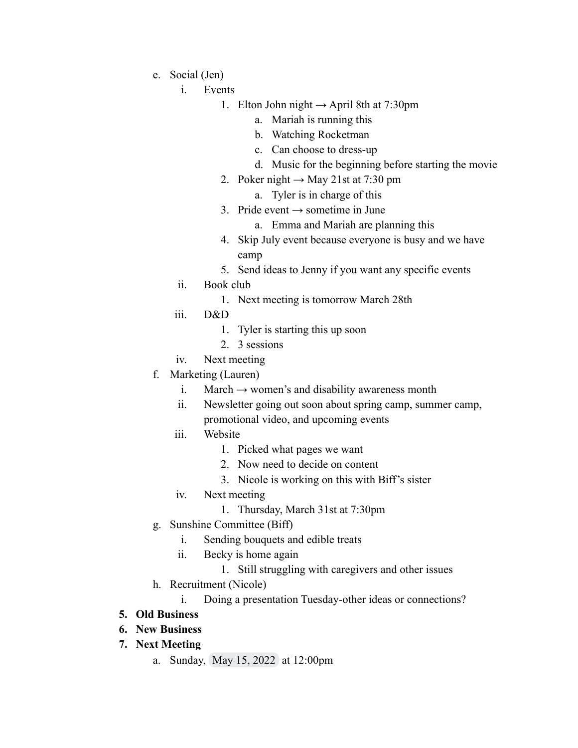e. Social (Jen)
    i. Events
        1. Elton John night → April 8th at 7:30pm
            a. Mariah is running this
            b. Watching Rocketman
            c. Can choose to dress-up
            d. Music for the beginning before starting the movie
        2. Poker night → May 21st at 7:30 pm
            a. Tyler is in charge of this
        3. Pride event → sometime in June
            a. Emma and Mariah are planning this
        4. Skip July event because everyone is busy and we have camp
        5. Send ideas to Jenny if you want any specific events
    ii. Book club
        1. Next meeting is tomorrow March 28th
    iii. D&D
        1. Tyler is starting this up soon
        2. 3 sessions
    iv. Next meeting

f. Marketing (Lauren)
    i. March → women's and disability awareness month
    ii. Newsletter going out soon about spring camp, summer camp, promotional video, and upcoming events
    iii. Website
        1. Picked what pages we want
        2. Now need to decide on content
        3. Nicole is working on this with Biff's sister
    iv. Next meeting
        1. Thursday, March 31st at 7:30pm

g. Sunshine Committee (Biff)
    i. Sending bouquets and edible treats
    ii. Becky is home again
        1. Still struggling with caregivers and other issues

h. Recruitment (Nicole)
    i. Doing a presentation Tuesday-other ideas or connections?

**5. Old Business**

**6. New Business**

**7. Next Meeting**

a. Sunday, May 15, 2022 at 12:00pm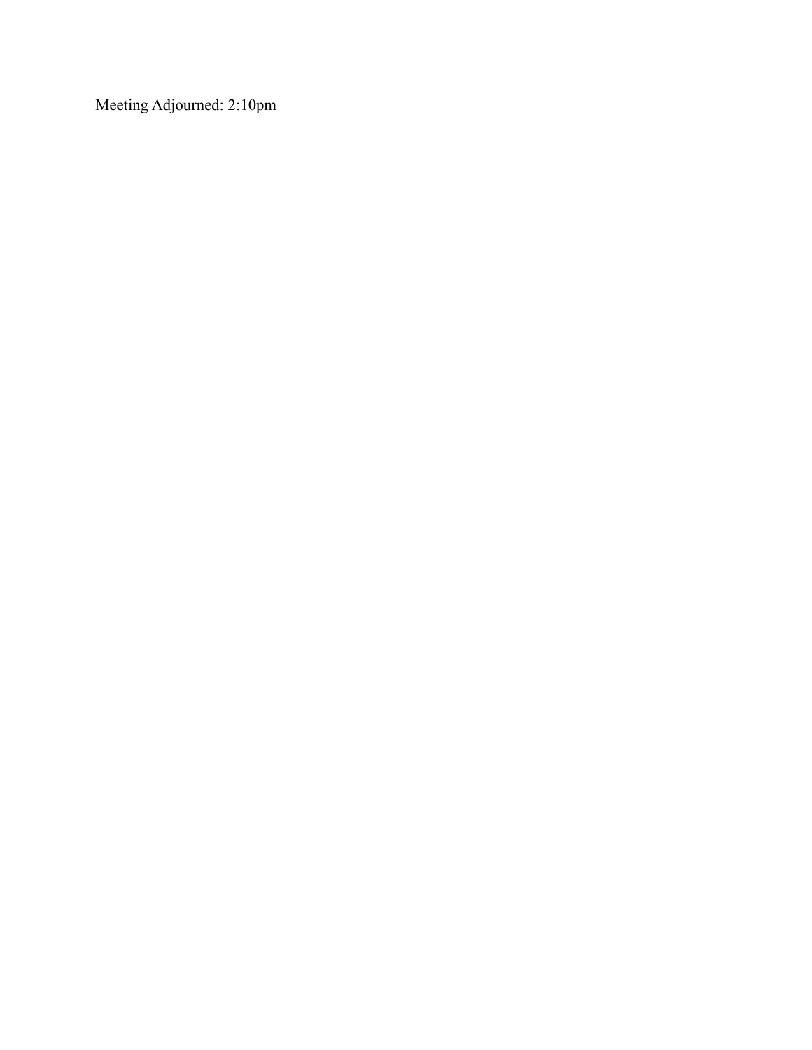Meeting Adjourned: 2:10pm